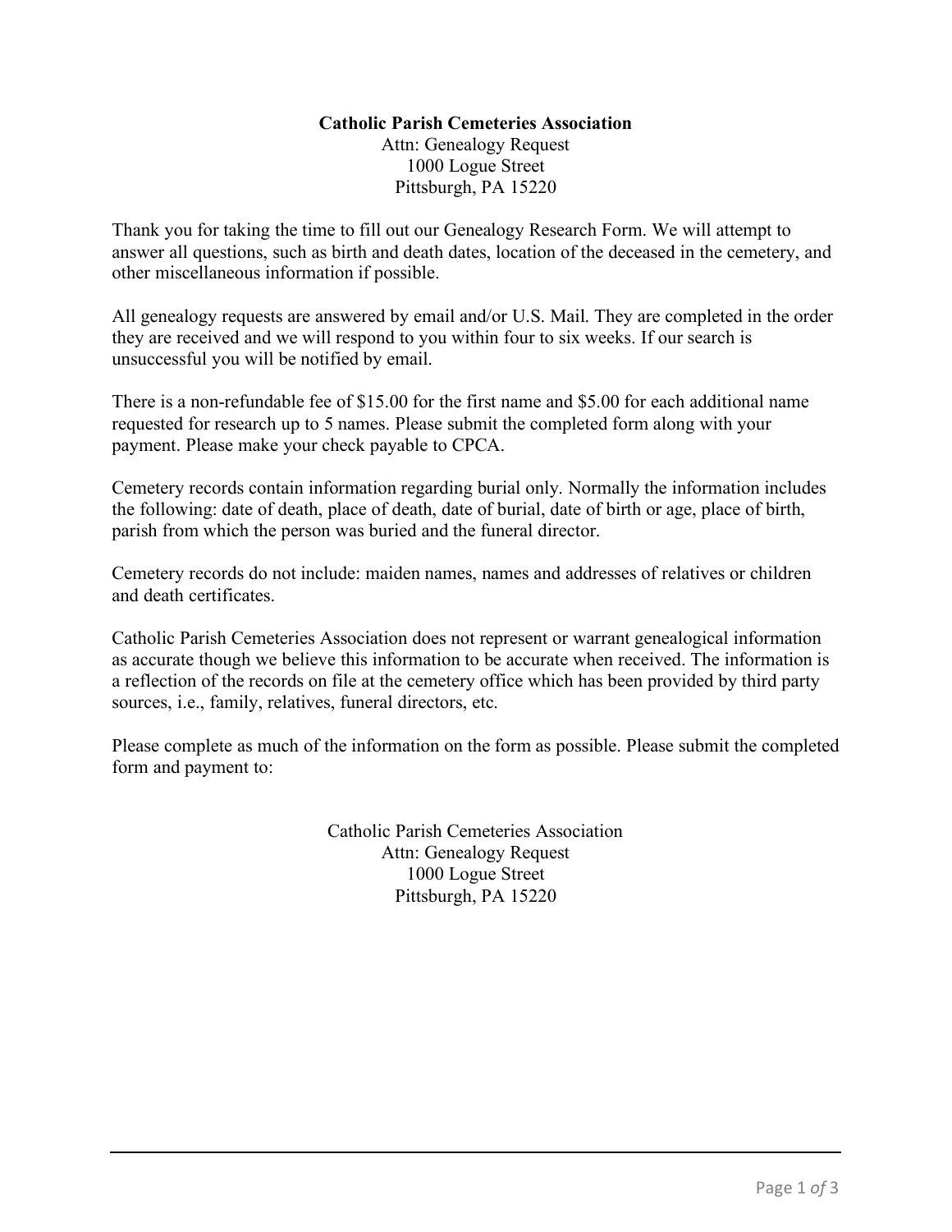**Catholic Parish Cemeteries Association**
Attn: Genealogy Request
1000 Logue Street
Pittsburgh, PA 15220

Thank you for taking the time to fill out our Genealogy Research Form. We will attempt to answer all questions, such as birth and death dates, location of the deceased in the cemetery, and other miscellaneous information if possible.

All genealogy requests are answered by email and/or U.S. Mail. They are completed in the order they are received and we will respond to you within four to six weeks. If our search is unsuccessful you will be notified by email.

There is a non-refundable fee of $15.00 for the first name and $5.00 for each additional name requested for research up to 5 names. Please submit the completed form along with your payment. Please make your check payable to CPCA.

Cemetery records contain information regarding burial only. Normally the information includes the following: date of death, place of death, date of burial, date of birth or age, place of birth, parish from which the person was buried and the funeral director.

Cemetery records do not include: maiden names, names and addresses of relatives or children and death certificates.

Catholic Parish Cemeteries Association does not represent or warrant genealogical information as accurate though we believe this information to be accurate when received. The information is a reflection of the records on file at the cemetery office which has been provided by third party sources, i.e., family, relatives, funeral directors, etc.

Please complete as much of the information on the form as possible. Please submit the completed form and payment to:

Catholic Parish Cemeteries Association
Attn: Genealogy Request
1000 Logue Street
Pittsburgh, PA 15220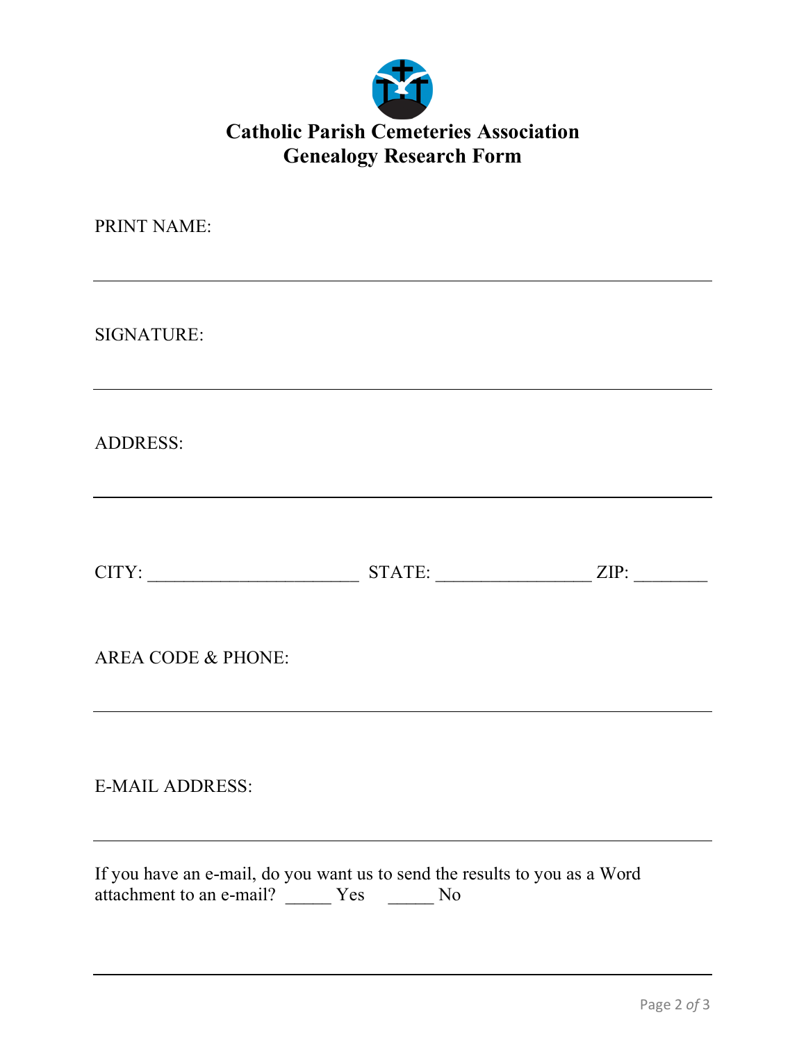# Catholic Parish Cemeteries Association
# Genealogy Research Form

PRINT NAME:

______________________________________________________________________

SIGNATURE:

______________________________________________________________________

ADDRESS:

______________________________________________________________________

CITY: ______________________ STATE: ________________ ZIP: ________

AREA CODE & PHONE:

______________________________________________________________________

E-MAIL ADDRESS:

______________________________________________________________________

If you have an e-mail, do you want us to send the results to you as a Word attachment to an e-mail? _____ Yes _____ No

______________________________________________________________________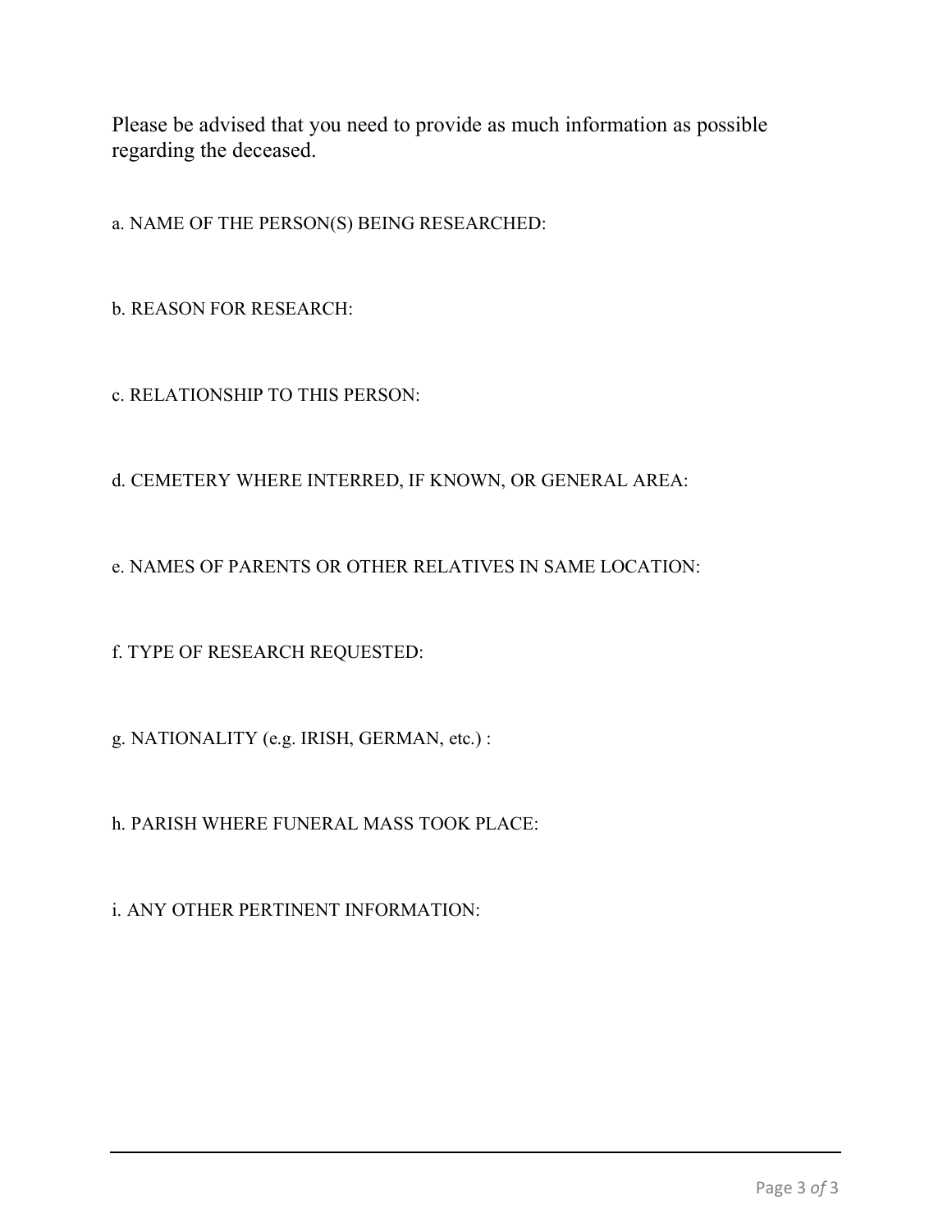Please be advised that you need to provide as much information as possible regarding the deceased.

a. NAME OF THE PERSON(S) BEING RESEARCHED:

b. REASON FOR RESEARCH:

c. RELATIONSHIP TO THIS PERSON:

d. CEMETERY WHERE INTERRED, IF KNOWN, OR GENERAL AREA:

e. NAMES OF PARENTS OR OTHER RELATIVES IN SAME LOCATION:

f. TYPE OF RESEARCH REQUESTED:

g. NATIONALITY (e.g. IRISH, GERMAN, etc.) :

h. PARISH WHERE FUNERAL MASS TOOK PLACE:

i. ANY OTHER PERTINENT INFORMATION: